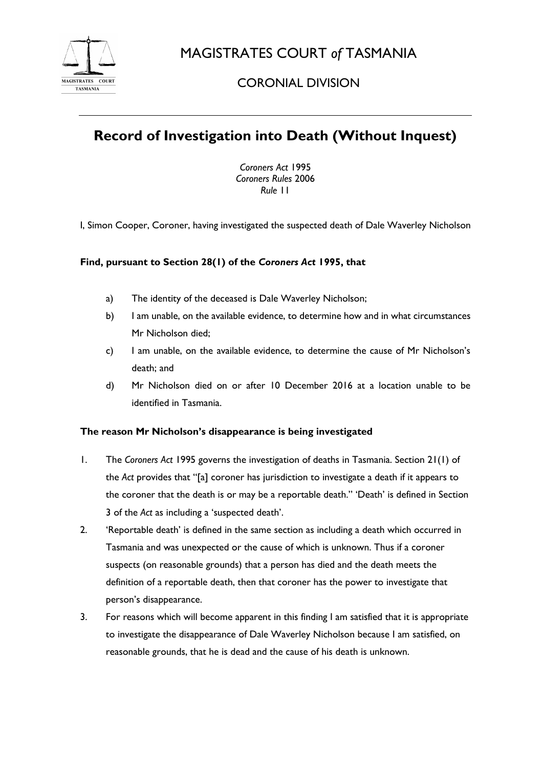# MAGISTRATES COURT *of* TASMANIA

## CORONIAL DIVISION

---

# Record of Investigation into Death (Without Inquest)

*Coroners Act* 1995
*Coroners Rules* 2006
*Rule* 11

I, Simon Cooper, Coroner, having investigated the suspected death of Dale Waverley Nicholson

**Find, pursuant to Section 28(1) of the *Coroners Act* 1995, that**

a) The identity of the deceased is Dale Waverley Nicholson;

b) I am unable, on the available evidence, to determine how and in what circumstances Mr Nicholson died;

c) I am unable, on the available evidence, to determine the cause of Mr Nicholson's death; and

d) Mr Nicholson died on or after 10 December 2016 at a location unable to be identified in Tasmania.

**The reason Mr Nicholson's disappearance is being investigated**

1. The *Coroners Act* 1995 governs the investigation of deaths in Tasmania. Section 21(1) of the *Act* provides that "[a] coroner has jurisdiction to investigate a death if it appears to the coroner that the death is or may be a reportable death." 'Death' is defined in Section 3 of the *Act* as including a 'suspected death'.

2. 'Reportable death' is defined in the same section as including a death which occurred in Tasmania and was unexpected or the cause of which is unknown. Thus if a coroner suspects (on reasonable grounds) that a person has died and the death meets the definition of a reportable death, then that coroner has the power to investigate that person's disappearance.

3. For reasons which will become apparent in this finding I am satisfied that it is appropriate to investigate the disappearance of Dale Waverley Nicholson because I am satisfied, on reasonable grounds, that he is dead and the cause of his death is unknown.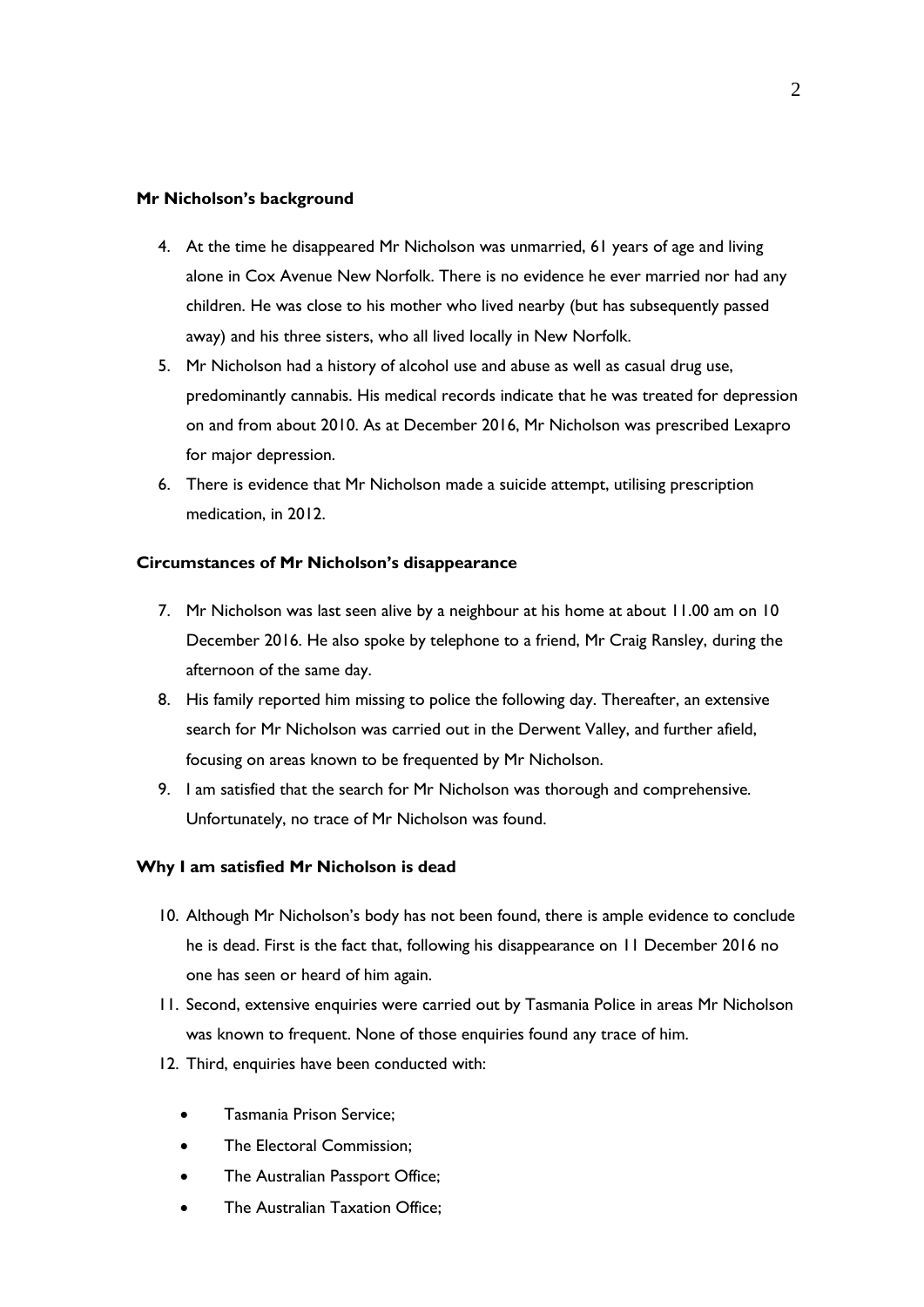**Mr Nicholson's background**

4. At the time he disappeared Mr Nicholson was unmarried, 61 years of age and living alone in Cox Avenue New Norfolk. There is no evidence he ever married nor had any children. He was close to his mother who lived nearby (but has subsequently passed away) and his three sisters, who all lived locally in New Norfolk.
5. Mr Nicholson had a history of alcohol use and abuse as well as casual drug use, predominantly cannabis. His medical records indicate that he was treated for depression on and from about 2010. As at December 2016, Mr Nicholson was prescribed Lexapro for major depression.
6. There is evidence that Mr Nicholson made a suicide attempt, utilising prescription medication, in 2012.

**Circumstances of Mr Nicholson's disappearance**

7. Mr Nicholson was last seen alive by a neighbour at his home at about 11.00 am on 10 December 2016. He also spoke by telephone to a friend, Mr Craig Ransley, during the afternoon of the same day.
8. His family reported him missing to police the following day. Thereafter, an extensive search for Mr Nicholson was carried out in the Derwent Valley, and further afield, focusing on areas known to be frequented by Mr Nicholson.
9. I am satisfied that the search for Mr Nicholson was thorough and comprehensive. Unfortunately, no trace of Mr Nicholson was found.

**Why I am satisfied Mr Nicholson is dead**

10. Although Mr Nicholson's body has not been found, there is ample evidence to conclude he is dead. First is the fact that, following his disappearance on 11 December 2016 no one has seen or heard of him again.
11. Second, extensive enquiries were carried out by Tasmania Police in areas Mr Nicholson was known to frequent. None of those enquiries found any trace of him.
12. Third, enquiries have been conducted with:
    - Tasmania Prison Service;
    - The Electoral Commission;
    - The Australian Passport Office;
    - The Australian Taxation Office;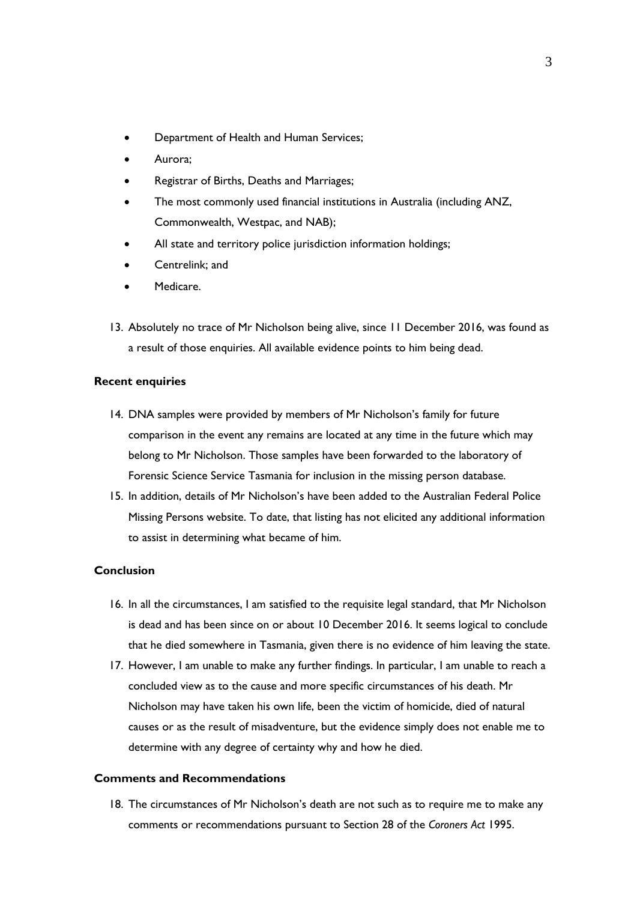- Department of Health and Human Services;
- Aurora;
- Registrar of Births, Deaths and Marriages;
- The most commonly used financial institutions in Australia (including ANZ, Commonwealth, Westpac, and NAB);
- All state and territory police jurisdiction information holdings;
- Centrelink; and
- Medicare.

13. Absolutely no trace of Mr Nicholson being alive, since 11 December 2016, was found as a result of those enquiries. All available evidence points to him being dead.

**Recent enquiries**

14. DNA samples were provided by members of Mr Nicholson's family for future comparison in the event any remains are located at any time in the future which may belong to Mr Nicholson. Those samples have been forwarded to the laboratory of Forensic Science Service Tasmania for inclusion in the missing person database.
15. In addition, details of Mr Nicholson's have been added to the Australian Federal Police Missing Persons website. To date, that listing has not elicited any additional information to assist in determining what became of him.

**Conclusion**

16. In all the circumstances, I am satisfied to the requisite legal standard, that Mr Nicholson is dead and has been since on or about 10 December 2016. It seems logical to conclude that he died somewhere in Tasmania, given there is no evidence of him leaving the state.
17. However, I am unable to make any further findings. In particular, I am unable to reach a concluded view as to the cause and more specific circumstances of his death. Mr Nicholson may have taken his own life, been the victim of homicide, died of natural causes or as the result of misadventure, but the evidence simply does not enable me to determine with any degree of certainty why and how he died.

**Comments and Recommendations**

18. The circumstances of Mr Nicholson's death are not such as to require me to make any comments or recommendations pursuant to Section 28 of the *Coroners Act* 1995.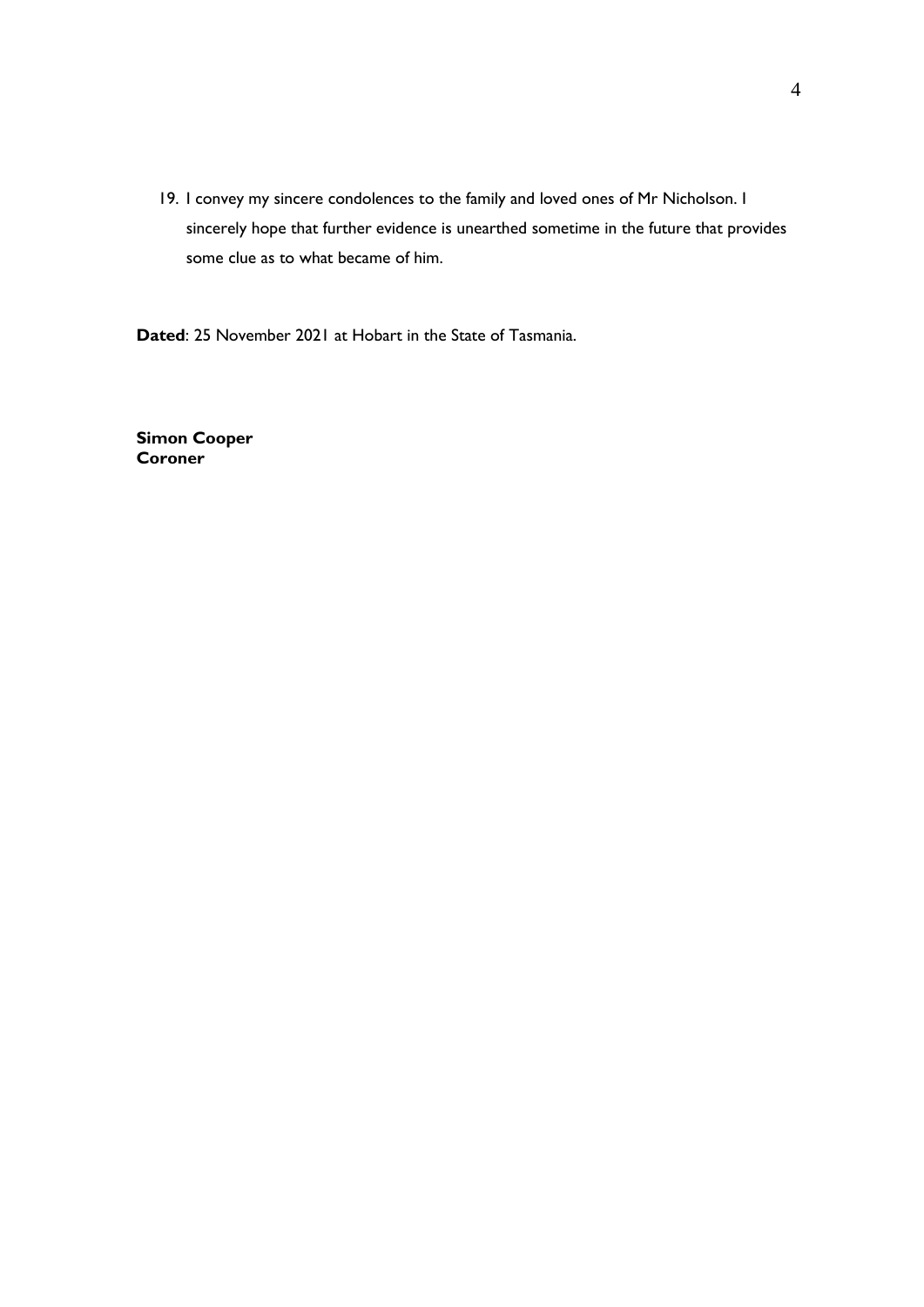19. I convey my sincere condolences to the family and loved ones of Mr Nicholson. I sincerely hope that further evidence is unearthed sometime in the future that provides some clue as to what became of him.

**Dated**: 25 November 2021 at Hobart in the State of Tasmania.

**Simon Cooper**
**Coroner**